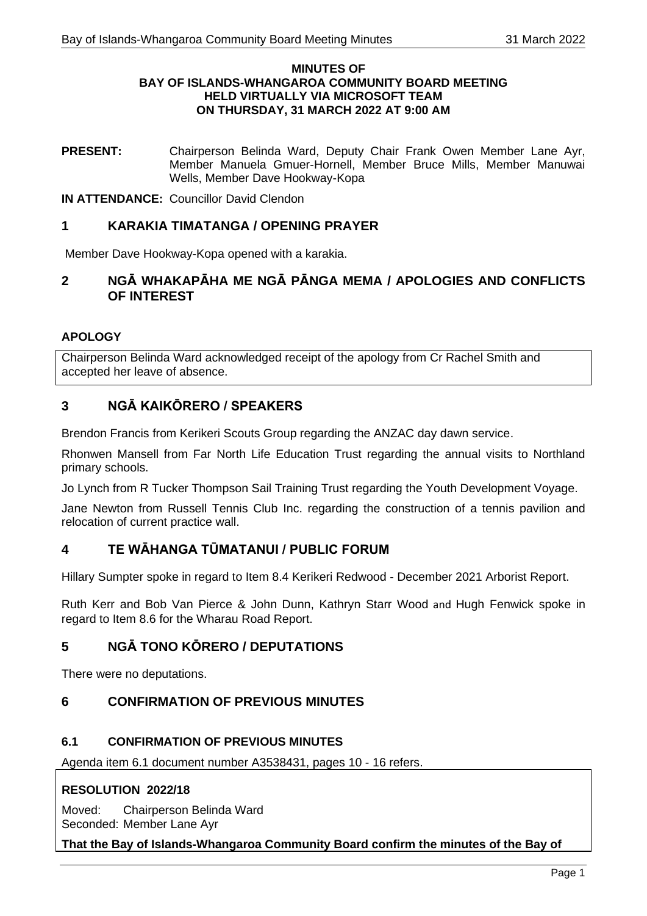**MINUTES OF**
**BAY OF ISLANDS-WHANGAROA COMMUNITY BOARD MEETING**
**HELD VIRTUALLY VIA MICROSOFT TEAM**
**ON THURSDAY, 31 MARCH 2022 AT 9:00 AM**

**PRESENT:** Chairperson Belinda Ward, Deputy Chair Frank Owen Member Lane Ayr, Member Manuela Gmuer-Hornell, Member Bruce Mills, Member Manuwai Wells, Member Dave Hookway-Kopa

**IN ATTENDANCE:** Councillor David Clendon

## 1 KARAKIA TIMATANGA / OPENING PRAYER

Member Dave Hookway-Kopa opened with a karakia.

## 2 NGĀ WHAKAPĀHA ME NGĀ PĀNGA MEMA / APOLOGIES AND CONFLICTS OF INTEREST

### APOLOGY

Chairperson Belinda Ward acknowledged receipt of the apology from Cr Rachel Smith and accepted her leave of absence.

## 3 NGĀ KAIKŌRERO / SPEAKERS

Brendon Francis from Kerikeri Scouts Group regarding the ANZAC day dawn service.

Rhonwen Mansell from Far North Life Education Trust regarding the annual visits to Northland primary schools.

Jo Lynch from R Tucker Thompson Sail Training Trust regarding the Youth Development Voyage.

Jane Newton from Russell Tennis Club Inc. regarding the construction of a tennis pavilion and relocation of current practice wall.

## 4 TE WĀHANGA TŪMATANUI / PUBLIC FORUM

Hillary Sumpter spoke in regard to Item 8.4 Kerikeri Redwood - December 2021 Arborist Report.

Ruth Kerr and Bob Van Pierce & John Dunn, Kathryn Starr Wood and Hugh Fenwick spoke in regard to Item 8.6 for the Wharau Road Report.

## 5 NGĀ TONO KŌRERO / DEPUTATIONS

There were no deputations.

## 6 CONFIRMATION OF PREVIOUS MINUTES

### 6.1 CONFIRMATION OF PREVIOUS MINUTES

Agenda item 6.1 document number A3538431, pages 10 - 16 refers.

**RESOLUTION 2022/18**

Moved: Chairperson Belinda Ward
Seconded: Member Lane Ayr

**That the Bay of Islands-Whangaroa Community Board confirm the minutes of the Bay of**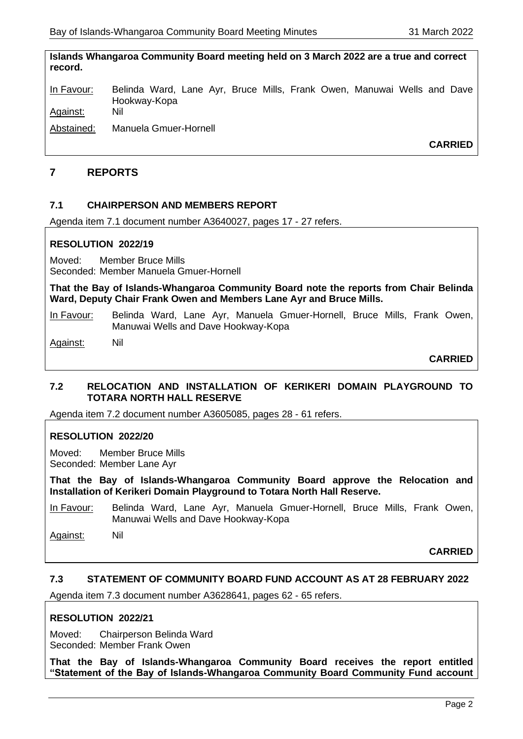**Islands Whangaroa Community Board meeting held on 3 March 2022 are a true and correct record.**

In Favour: Belinda Ward, Lane Ayr, Bruce Mills, Frank Owen, Manuwai Wells and Dave Hookway-Kopa

Against: Nil

Abstained: Manuela Gmuer-Hornell

**CARRIED**

## 7 REPORTS

### 7.1 CHAIRPERSON AND MEMBERS REPORT

Agenda item 7.1 document number A3640027, pages 17 - 27 refers.

**RESOLUTION 2022/19**

Moved: Member Bruce Mills
Seconded: Member Manuela Gmuer-Hornell

**That the Bay of Islands-Whangaroa Community Board note the reports from Chair Belinda Ward, Deputy Chair Frank Owen and Members Lane Ayr and Bruce Mills.**

In Favour: Belinda Ward, Lane Ayr, Manuela Gmuer-Hornell, Bruce Mills, Frank Owen, Manuwai Wells and Dave Hookway-Kopa

Against: Nil

**CARRIED**

### 7.2 RELOCATION AND INSTALLATION OF KERIKERI DOMAIN PLAYGROUND TO TOTARA NORTH HALL RESERVE

Agenda item 7.2 document number A3605085, pages 28 - 61 refers.

**RESOLUTION 2022/20**

Moved: Member Bruce Mills
Seconded: Member Lane Ayr

**That the Bay of Islands-Whangaroa Community Board approve the Relocation and Installation of Kerikeri Domain Playground to Totara North Hall Reserve.**

In Favour: Belinda Ward, Lane Ayr, Manuela Gmuer-Hornell, Bruce Mills, Frank Owen, Manuwai Wells and Dave Hookway-Kopa

Against: Nil

**CARRIED**

### 7.3 STATEMENT OF COMMUNITY BOARD FUND ACCOUNT AS AT 28 FEBRUARY 2022

Agenda item 7.3 document number A3628641, pages 62 - 65 refers.

**RESOLUTION 2022/21**

Moved: Chairperson Belinda Ward
Seconded: Member Frank Owen

**That the Bay of Islands-Whangaroa Community Board receives the report entitled "Statement of the Bay of Islands-Whangaroa Community Board Community Fund account**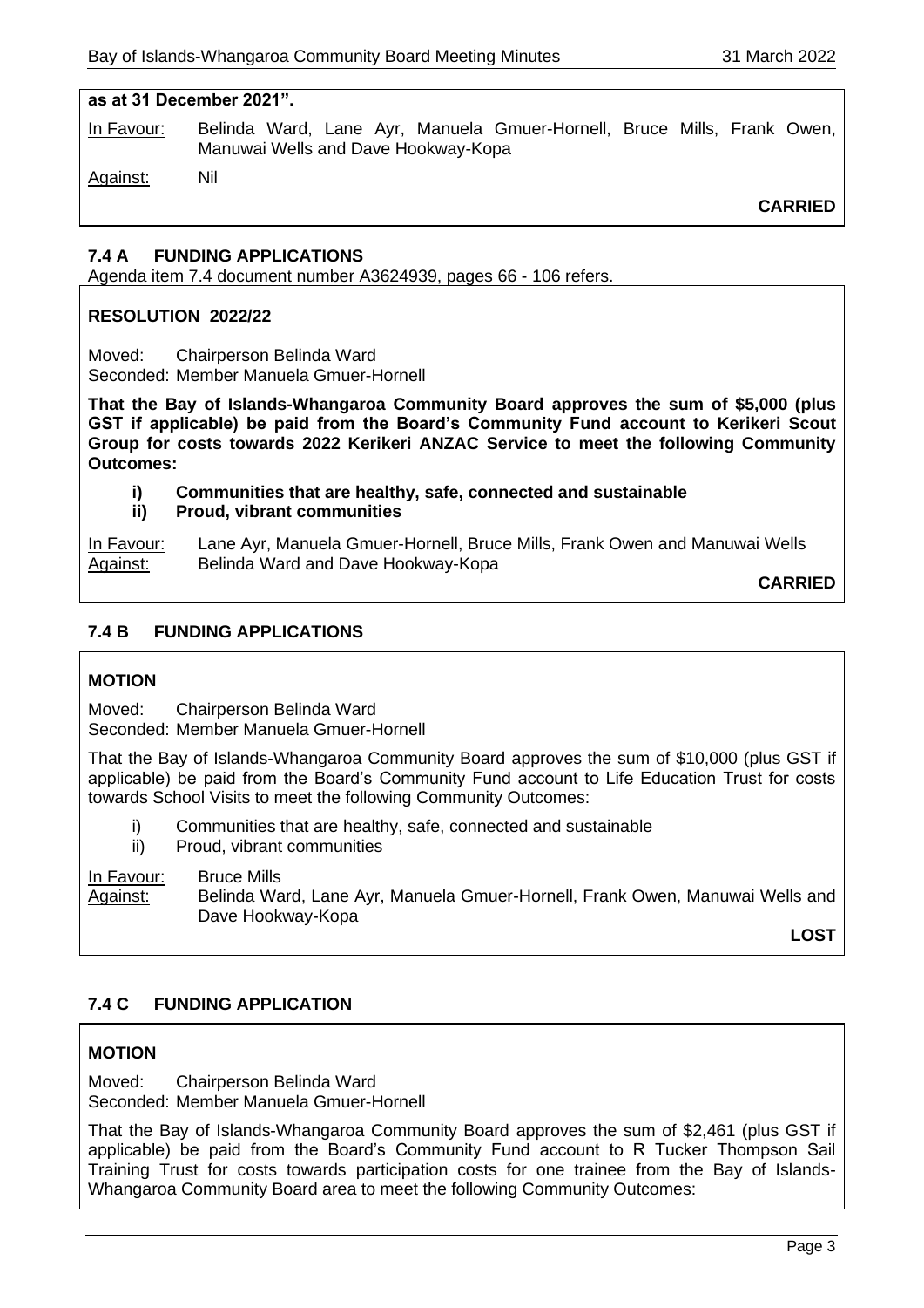**as at 31 December 2021".**

In Favour: Belinda Ward, Lane Ayr, Manuela Gmuer-Hornell, Bruce Mills, Frank Owen, Manuwai Wells and Dave Hookway-Kopa

Against: Nil

**CARRIED**

### 7.4 A FUNDING APPLICATIONS

Agenda item 7.4 document number A3624939, pages 66 - 106 refers.

**RESOLUTION 2022/22**

Moved: Chairperson Belinda Ward
Seconded: Member Manuela Gmuer-Hornell

**That the Bay of Islands-Whangaroa Community Board approves the sum of $5,000 (plus GST if applicable) be paid from the Board's Community Fund account to Kerikeri Scout Group for costs towards 2022 Kerikeri ANZAC Service to meet the following Community Outcomes:**

**i) Communities that are healthy, safe, connected and sustainable**
**ii) Proud, vibrant communities**

In Favour: Lane Ayr, Manuela Gmuer-Hornell, Bruce Mills, Frank Owen and Manuwai Wells
Against: Belinda Ward and Dave Hookway-Kopa

**CARRIED**

### 7.4 B FUNDING APPLICATIONS

**MOTION**

Moved: Chairperson Belinda Ward
Seconded: Member Manuela Gmuer-Hornell

That the Bay of Islands-Whangaroa Community Board approves the sum of $10,000 (plus GST if applicable) be paid from the Board's Community Fund account to Life Education Trust for costs towards School Visits to meet the following Community Outcomes:

i) Communities that are healthy, safe, connected and sustainable
ii) Proud, vibrant communities

In Favour: Bruce Mills
Against: Belinda Ward, Lane Ayr, Manuela Gmuer-Hornell, Frank Owen, Manuwai Wells and Dave Hookway-Kopa

**LOST**

### 7.4 C FUNDING APPLICATION

**MOTION**

Moved: Chairperson Belinda Ward
Seconded: Member Manuela Gmuer-Hornell

That the Bay of Islands-Whangaroa Community Board approves the sum of $2,461 (plus GST if applicable) be paid from the Board's Community Fund account to R Tucker Thompson Sail Training Trust for costs towards participation costs for one trainee from the Bay of Islands-Whangaroa Community Board area to meet the following Community Outcomes: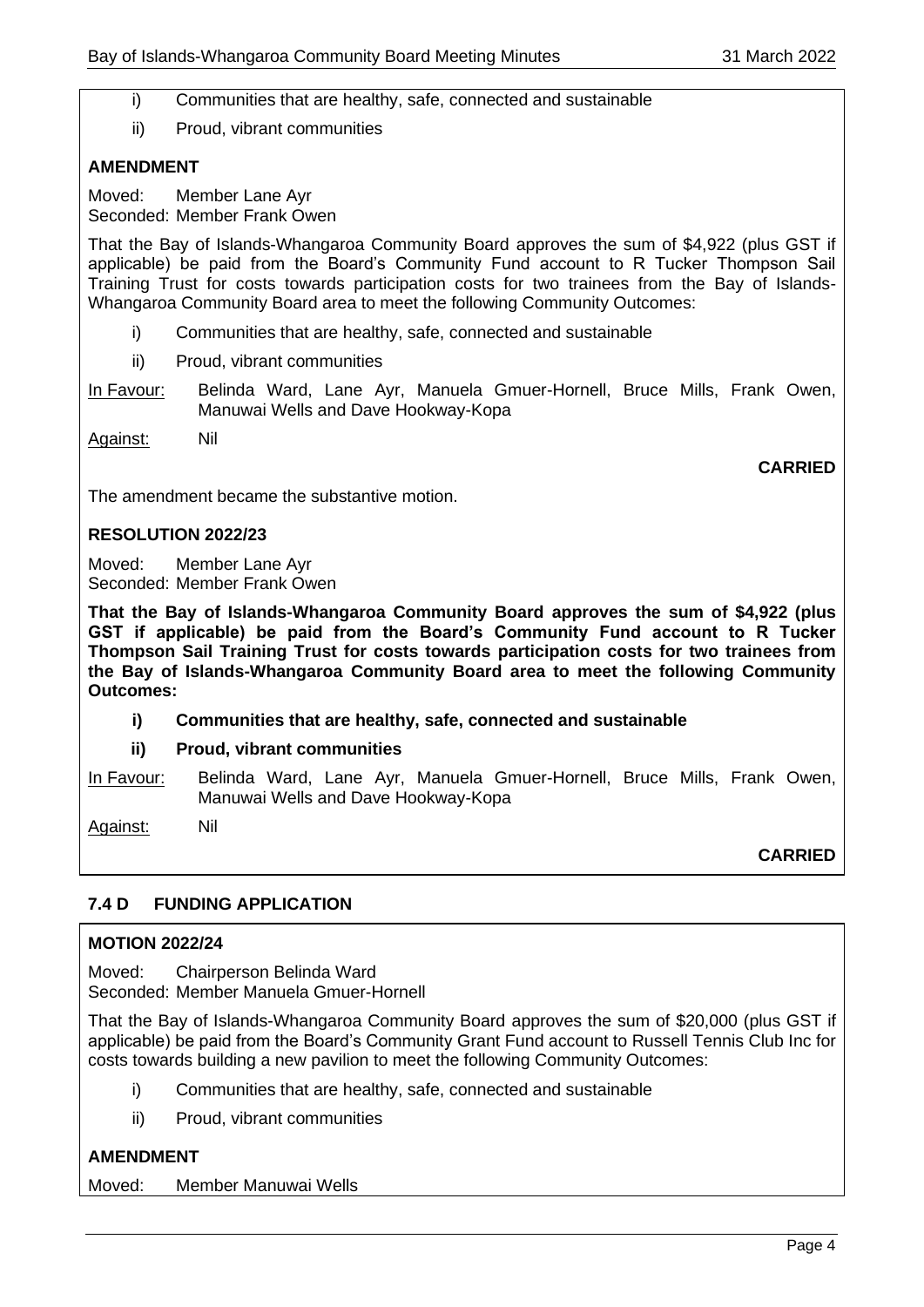i) Communities that are healthy, safe, connected and sustainable

ii) Proud, vibrant communities

**AMENDMENT**

Moved: Member Lane Ayr
Seconded: Member Frank Owen

That the Bay of Islands-Whangaroa Community Board approves the sum of $4,922 (plus GST if applicable) be paid from the Board's Community Fund account to R Tucker Thompson Sail Training Trust for costs towards participation costs for two trainees from the Bay of Islands-Whangaroa Community Board area to meet the following Community Outcomes:

i) Communities that are healthy, safe, connected and sustainable

ii) Proud, vibrant communities

In Favour: Belinda Ward, Lane Ayr, Manuela Gmuer-Hornell, Bruce Mills, Frank Owen, Manuwai Wells and Dave Hookway-Kopa

Against: Nil

**CARRIED**

The amendment became the substantive motion.

**RESOLUTION 2022/23**

Moved: Member Lane Ayr
Seconded: Member Frank Owen

**That the Bay of Islands-Whangaroa Community Board approves the sum of $4,922 (plus GST if applicable) be paid from the Board's Community Fund account to R Tucker Thompson Sail Training Trust for costs towards participation costs for two trainees from the Bay of Islands-Whangaroa Community Board area to meet the following Community Outcomes:**

**i) Communities that are healthy, safe, connected and sustainable**

**ii) Proud, vibrant communities**

In Favour: Belinda Ward, Lane Ayr, Manuela Gmuer-Hornell, Bruce Mills, Frank Owen, Manuwai Wells and Dave Hookway-Kopa

Against: Nil

**CARRIED**

### 7.4 D FUNDING APPLICATION

**MOTION 2022/24**

Moved: Chairperson Belinda Ward
Seconded: Member Manuela Gmuer-Hornell

That the Bay of Islands-Whangaroa Community Board approves the sum of $20,000 (plus GST if applicable) be paid from the Board's Community Grant Fund account to Russell Tennis Club Inc for costs towards building a new pavilion to meet the following Community Outcomes:

i) Communities that are healthy, safe, connected and sustainable

ii) Proud, vibrant communities

**AMENDMENT**

Moved: Member Manuwai Wells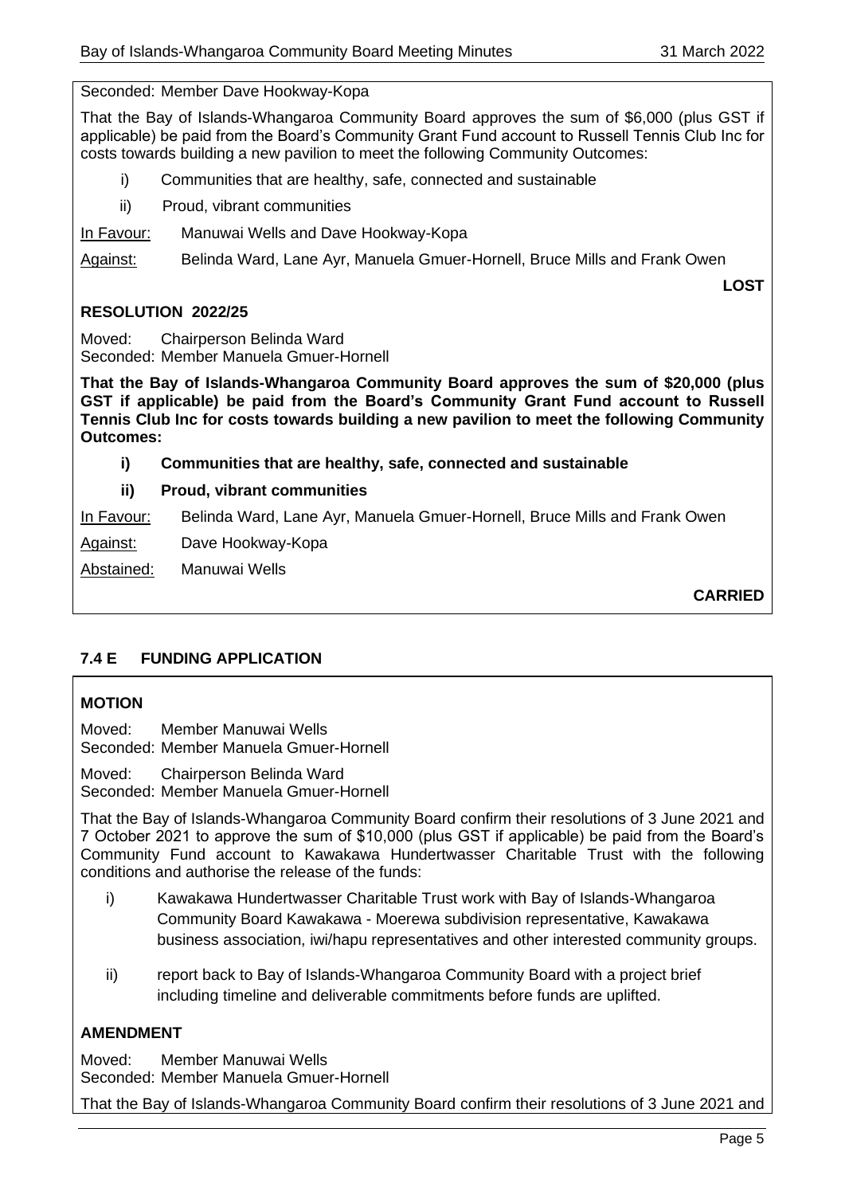Seconded: Member Dave Hookway-Kopa

That the Bay of Islands-Whangaroa Community Board approves the sum of $6,000 (plus GST if applicable) be paid from the Board's Community Grant Fund account to Russell Tennis Club Inc for costs towards building a new pavilion to meet the following Community Outcomes:

i) Communities that are healthy, safe, connected and sustainable

ii) Proud, vibrant communities

In Favour: Manuwai Wells and Dave Hookway-Kopa

Against: Belinda Ward, Lane Ayr, Manuela Gmuer-Hornell, Bruce Mills and Frank Owen

**LOST**

**RESOLUTION 2022/25**

Moved: Chairperson Belinda Ward
Seconded: Member Manuela Gmuer-Hornell

**That the Bay of Islands-Whangaroa Community Board approves the sum of $20,000 (plus GST if applicable) be paid from the Board's Community Grant Fund account to Russell Tennis Club Inc for costs towards building a new pavilion to meet the following Community Outcomes:**

**i) Communities that are healthy, safe, connected and sustainable**

**ii) Proud, vibrant communities**

In Favour: Belinda Ward, Lane Ayr, Manuela Gmuer-Hornell, Bruce Mills and Frank Owen

Against: Dave Hookway-Kopa

Abstained: Manuwai Wells

**CARRIED**

## 7.4 E FUNDING APPLICATION

**MOTION**

Moved: Member Manuwai Wells
Seconded: Member Manuela Gmuer-Hornell

Moved: Chairperson Belinda Ward
Seconded: Member Manuela Gmuer-Hornell

That the Bay of Islands-Whangaroa Community Board confirm their resolutions of 3 June 2021 and 7 October 2021 to approve the sum of $10,000 (plus GST if applicable) be paid from the Board's Community Fund account to Kawakawa Hundertwasser Charitable Trust with the following conditions and authorise the release of the funds:

i) Kawakawa Hundertwasser Charitable Trust work with Bay of Islands-Whangaroa Community Board Kawakawa - Moerewa subdivision representative, Kawakawa business association, iwi/hapu representatives and other interested community groups.

ii) report back to Bay of Islands-Whangaroa Community Board with a project brief including timeline and deliverable commitments before funds are uplifted.

**AMENDMENT**

Moved: Member Manuwai Wells
Seconded: Member Manuela Gmuer-Hornell

That the Bay of Islands-Whangaroa Community Board confirm their resolutions of 3 June 2021 and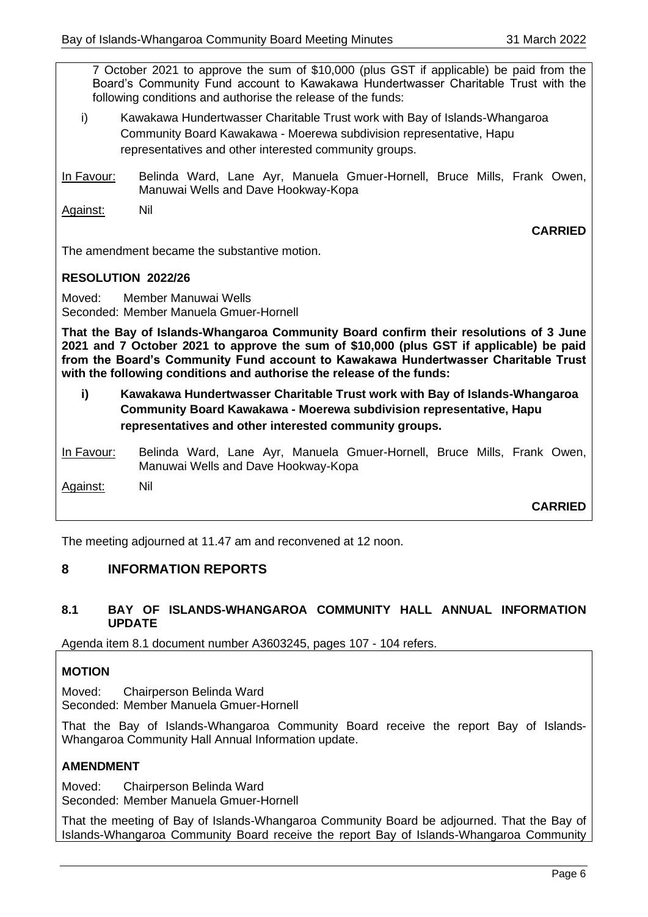7 October 2021 to approve the sum of $10,000 (plus GST if applicable) be paid from the Board's Community Fund account to Kawakawa Hundertwasser Charitable Trust with the following conditions and authorise the release of the funds:

i) Kawakawa Hundertwasser Charitable Trust work with Bay of Islands-Whangaroa Community Board Kawakawa - Moerewa subdivision representative, Hapu representatives and other interested community groups.

In Favour: Belinda Ward, Lane Ayr, Manuela Gmuer-Hornell, Bruce Mills, Frank Owen, Manuwai Wells and Dave Hookway-Kopa

Against: Nil

**CARRIED**

The amendment became the substantive motion.

**RESOLUTION 2022/26**

Moved: Member Manuwai Wells
Seconded: Member Manuela Gmuer-Hornell

**That the Bay of Islands-Whangaroa Community Board confirm their resolutions of 3 June 2021 and 7 October 2021 to approve the sum of $10,000 (plus GST if applicable) be paid from the Board's Community Fund account to Kawakawa Hundertwasser Charitable Trust with the following conditions and authorise the release of the funds:**

**i) Kawakawa Hundertwasser Charitable Trust work with Bay of Islands-Whangaroa Community Board Kawakawa - Moerewa subdivision representative, Hapu representatives and other interested community groups.**

In Favour: Belinda Ward, Lane Ayr, Manuela Gmuer-Hornell, Bruce Mills, Frank Owen, Manuwai Wells and Dave Hookway-Kopa

Against: Nil

**CARRIED**

The meeting adjourned at 11.47 am and reconvened at 12 noon.

## 8 INFORMATION REPORTS

### 8.1 BAY OF ISLANDS-WHANGAROA COMMUNITY HALL ANNUAL INFORMATION UPDATE

Agenda item 8.1 document number A3603245, pages 107 - 104 refers.

**MOTION**

Moved: Chairperson Belinda Ward
Seconded: Member Manuela Gmuer-Hornell

That the Bay of Islands-Whangaroa Community Board receive the report Bay of Islands-Whangaroa Community Hall Annual Information update.

**AMENDMENT**

Moved: Chairperson Belinda Ward
Seconded: Member Manuela Gmuer-Hornell

That the meeting of Bay of Islands-Whangaroa Community Board be adjourned. That the Bay of Islands-Whangaroa Community Board receive the report Bay of Islands-Whangaroa Community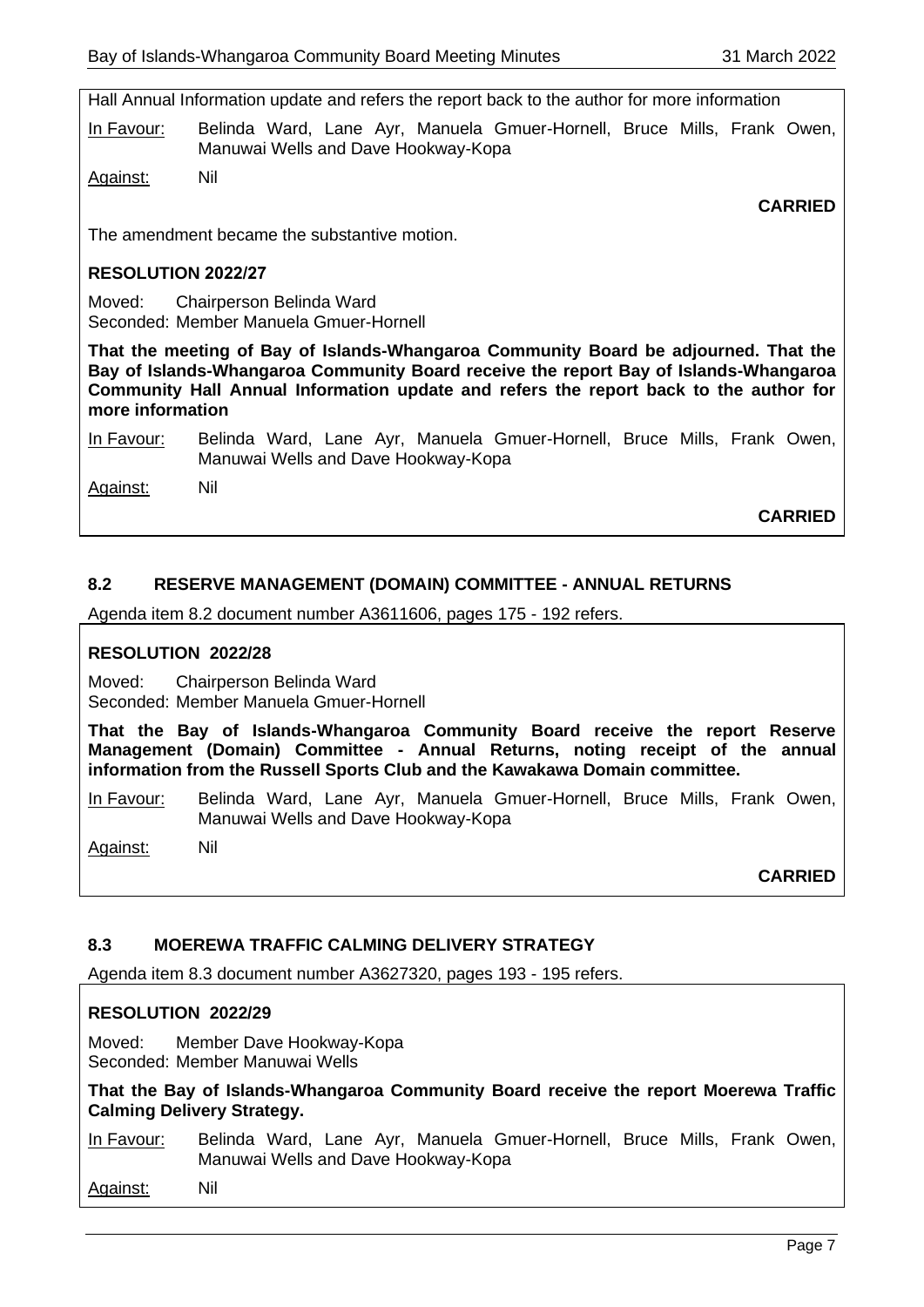Hall Annual Information update and refers the report back to the author for more information

In Favour: Belinda Ward, Lane Ayr, Manuela Gmuer-Hornell, Bruce Mills, Frank Owen, Manuwai Wells and Dave Hookway-Kopa

Against: Nil

**CARRIED**

The amendment became the substantive motion.

**RESOLUTION 2022/27**

Moved: Chairperson Belinda Ward
Seconded: Member Manuela Gmuer-Hornell

**That the meeting of Bay of Islands-Whangaroa Community Board be adjourned. That the Bay of Islands-Whangaroa Community Board receive the report Bay of Islands-Whangaroa Community Hall Annual Information update and refers the report back to the author for more information**

In Favour: Belinda Ward, Lane Ayr, Manuela Gmuer-Hornell, Bruce Mills, Frank Owen, Manuwai Wells and Dave Hookway-Kopa

Against: Nil

**CARRIED**

### 8.2 RESERVE MANAGEMENT (DOMAIN) COMMITTEE - ANNUAL RETURNS

Agenda item 8.2 document number A3611606, pages 175 - 192 refers.

**RESOLUTION 2022/28**

Moved: Chairperson Belinda Ward
Seconded: Member Manuela Gmuer-Hornell

**That the Bay of Islands-Whangaroa Community Board receive the report Reserve Management (Domain) Committee - Annual Returns, noting receipt of the annual information from the Russell Sports Club and the Kawakawa Domain committee.**

In Favour: Belinda Ward, Lane Ayr, Manuela Gmuer-Hornell, Bruce Mills, Frank Owen, Manuwai Wells and Dave Hookway-Kopa

Against: Nil

**CARRIED**

### 8.3 MOEREWA TRAFFIC CALMING DELIVERY STRATEGY

Agenda item 8.3 document number A3627320, pages 193 - 195 refers.

**RESOLUTION 2022/29**

Moved: Member Dave Hookway-Kopa
Seconded: Member Manuwai Wells

**That the Bay of Islands-Whangaroa Community Board receive the report Moerewa Traffic Calming Delivery Strategy.**

In Favour: Belinda Ward, Lane Ayr, Manuela Gmuer-Hornell, Bruce Mills, Frank Owen, Manuwai Wells and Dave Hookway-Kopa

Against: Nil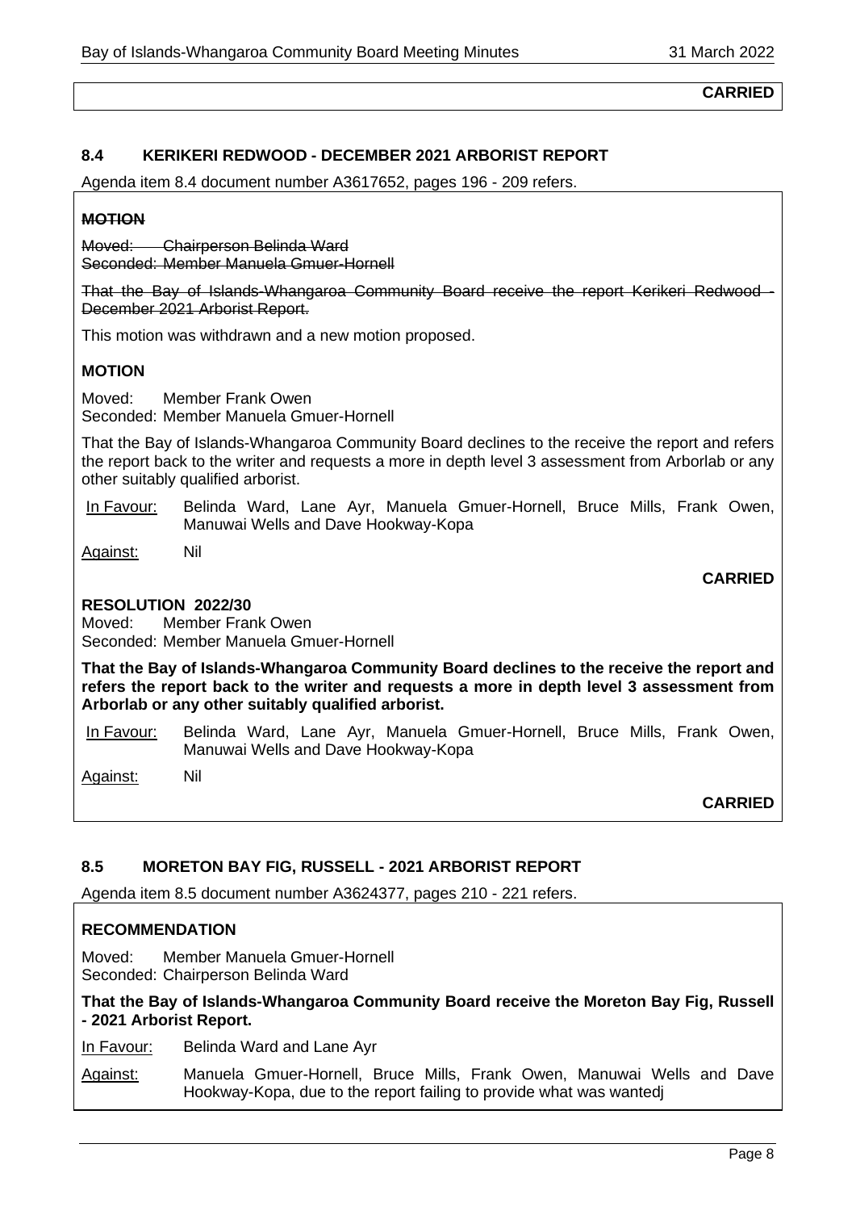**CARRIED**

### 8.4 KERIKERI REDWOOD - DECEMBER 2021 ARBORIST REPORT

Agenda item 8.4 document number A3617652, pages 196 - 209 refers.

~~**MOTION**~~

~~Moved: Chairperson Belinda Ward~~
~~Seconded: Member Manuela Gmuer-Hornell~~

~~That the Bay of Islands-Whangaroa Community Board receive the report Kerikeri Redwood - December 2021 Arborist Report.~~

This motion was withdrawn and a new motion proposed.

**MOTION**

Moved: Member Frank Owen
Seconded: Member Manuela Gmuer-Hornell

That the Bay of Islands-Whangaroa Community Board declines to the receive the report and refers the report back to the writer and requests a more in depth level 3 assessment from Arborlab or any other suitably qualified arborist.

In Favour: Belinda Ward, Lane Ayr, Manuela Gmuer-Hornell, Bruce Mills, Frank Owen, Manuwai Wells and Dave Hookway-Kopa

Against: Nil

**CARRIED**

**RESOLUTION 2022/30**

Moved: Member Frank Owen
Seconded: Member Manuela Gmuer-Hornell

**That the Bay of Islands-Whangaroa Community Board declines to the receive the report and refers the report back to the writer and requests a more in depth level 3 assessment from Arborlab or any other suitably qualified arborist.**

In Favour: Belinda Ward, Lane Ayr, Manuela Gmuer-Hornell, Bruce Mills, Frank Owen, Manuwai Wells and Dave Hookway-Kopa

Against: Nil

**CARRIED**

### 8.5 MORETON BAY FIG, RUSSELL - 2021 ARBORIST REPORT

Agenda item 8.5 document number A3624377, pages 210 - 221 refers.

**RECOMMENDATION**

Moved: Member Manuela Gmuer-Hornell
Seconded: Chairperson Belinda Ward

**That the Bay of Islands-Whangaroa Community Board receive the Moreton Bay Fig, Russell - 2021 Arborist Report.**

In Favour: Belinda Ward and Lane Ayr

Against: Manuela Gmuer-Hornell, Bruce Mills, Frank Owen, Manuwai Wells and Dave Hookway-Kopa, due to the report failing to provide what was wantedj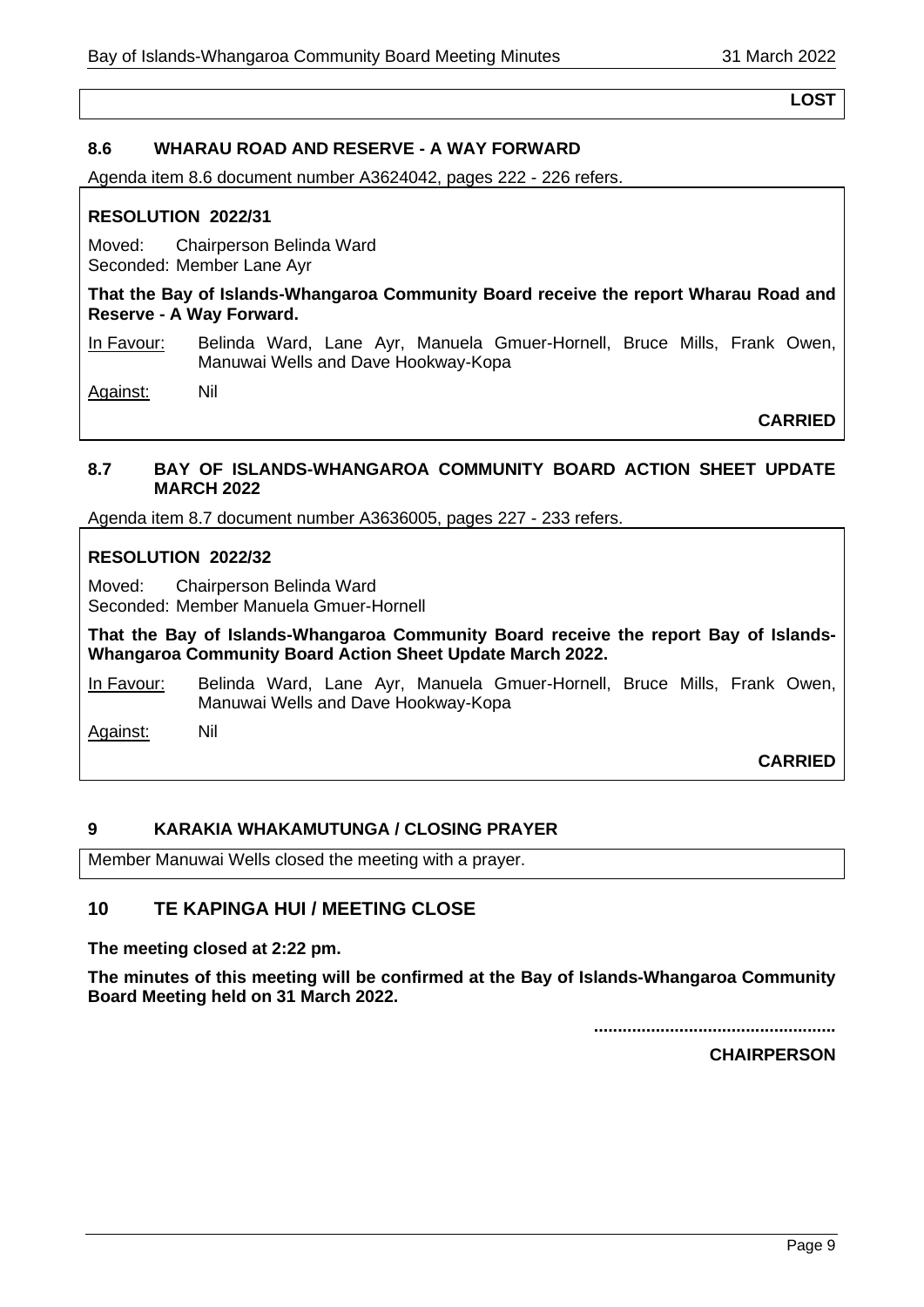**LOST**

### 8.6 WHARAU ROAD AND RESERVE - A WAY FORWARD

Agenda item 8.6 document number A3624042, pages 222 - 226 refers.

**RESOLUTION 2022/31**

Moved: Chairperson Belinda Ward
Seconded: Member Lane Ayr

**That the Bay of Islands-Whangaroa Community Board receive the report Wharau Road and Reserve - A Way Forward.**

In Favour: Belinda Ward, Lane Ayr, Manuela Gmuer-Hornell, Bruce Mills, Frank Owen, Manuwai Wells and Dave Hookway-Kopa

Against: Nil

**CARRIED**

### 8.7 BAY OF ISLANDS-WHANGAROA COMMUNITY BOARD ACTION SHEET UPDATE MARCH 2022

Agenda item 8.7 document number A3636005, pages 227 - 233 refers.

**RESOLUTION 2022/32**

Moved: Chairperson Belinda Ward
Seconded: Member Manuela Gmuer-Hornell

**That the Bay of Islands-Whangaroa Community Board receive the report Bay of Islands-Whangaroa Community Board Action Sheet Update March 2022.**

In Favour: Belinda Ward, Lane Ayr, Manuela Gmuer-Hornell, Bruce Mills, Frank Owen, Manuwai Wells and Dave Hookway-Kopa

Against: Nil

**CARRIED**

### 9 KARAKIA WHAKAMUTUNGA / CLOSING PRAYER

Member Manuwai Wells closed the meeting with a prayer.

## 10 TE KAPINGA HUI / MEETING CLOSE

**The meeting closed at 2:22 pm.**

**The minutes of this meeting will be confirmed at the Bay of Islands-Whangaroa Community Board Meeting held on 31 March 2022.**

...................................................

**CHAIRPERSON**